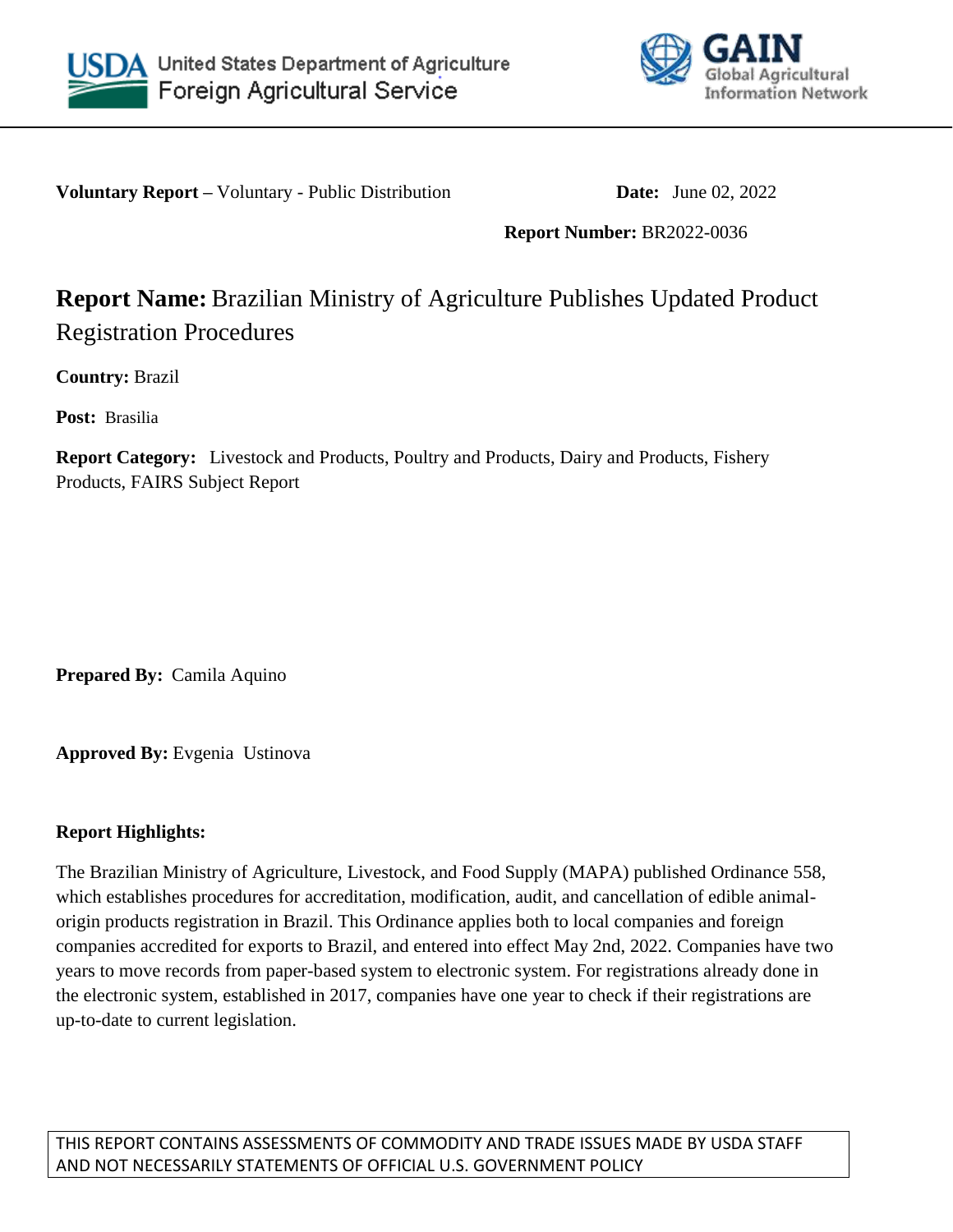United States Department of Agriculture
Foreign Agricultural Service

GAIN
Global Agricultural Information Network

**Voluntary Report –** Voluntary - Public Distribution **Date:** June 02, 2022

**Report Number:** BR2022-0036

# **Report Name:** Brazilian Ministry of Agriculture Publishes Updated Product Registration Procedures

**Country:** Brazil

**Post:** Brasilia

**Report Category:** Livestock and Products, Poultry and Products, Dairy and Products, Fishery Products, FAIRS Subject Report

**Prepared By:** Camila Aquino

**Approved By:** Evgenia Ustinova

**Report Highlights:**

The Brazilian Ministry of Agriculture, Livestock, and Food Supply (MAPA) published Ordinance 558, which establishes procedures for accreditation, modification, audit, and cancellation of edible animal-origin products registration in Brazil. This Ordinance applies both to local companies and foreign companies accredited for exports to Brazil, and entered into effect May 2nd, 2022. Companies have two years to move records from paper-based system to electronic system. For registrations already done in the electronic system, established in 2017, companies have one year to check if their registrations are up-to-date to current legislation.

THIS REPORT CONTAINS ASSESSMENTS OF COMMODITY AND TRADE ISSUES MADE BY USDA STAFF AND NOT NECESSARILY STATEMENTS OF OFFICIAL U.S. GOVERNMENT POLICY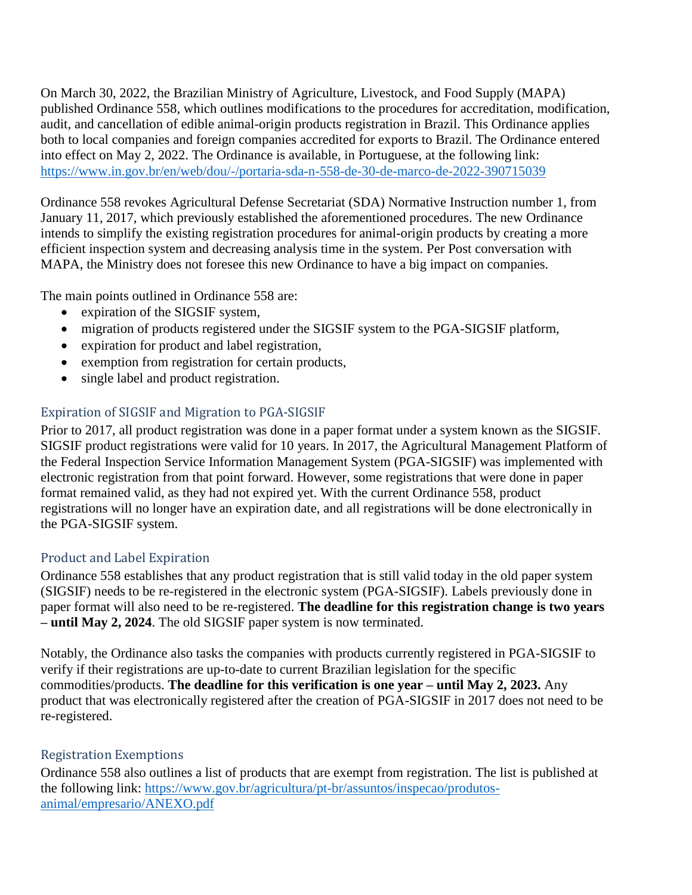On March 30, 2022, the Brazilian Ministry of Agriculture, Livestock, and Food Supply (MAPA) published Ordinance 558, which outlines modifications to the procedures for accreditation, modification, audit, and cancellation of edible animal-origin products registration in Brazil. This Ordinance applies both to local companies and foreign companies accredited for exports to Brazil. The Ordinance entered into effect on May 2, 2022. The Ordinance is available, in Portuguese, at the following link: [https://www.in.gov.br/en/web/dou/-/portaria-sda-n-558-de-30-de-marco-de-2022-390715039](https://www.in.gov.br/en/web/dou/-/portaria-sda-n-558-de-30-de-marco-de-2022-390715039)

Ordinance 558 revokes Agricultural Defense Secretariat (SDA) Normative Instruction number 1, from January 11, 2017, which previously established the aforementioned procedures. The new Ordinance intends to simplify the existing registration procedures for animal-origin products by creating a more efficient inspection system and decreasing analysis time in the system. Per Post conversation with MAPA, the Ministry does not foresee this new Ordinance to have a big impact on companies.

The main points outlined in Ordinance 558 are:

- expiration of the SIGSIF system,
- migration of products registered under the SIGSIF system to the PGA-SIGSIF platform,
- expiration for product and label registration,
- exemption from registration for certain products,
- single label and product registration.

## Expiration of SIGSIF and Migration to PGA-SIGSIF

Prior to 2017, all product registration was done in a paper format under a system known as the SIGSIF. SIGSIF product registrations were valid for 10 years. In 2017, the Agricultural Management Platform of the Federal Inspection Service Information Management System (PGA-SIGSIF) was implemented with electronic registration from that point forward. However, some registrations that were done in paper format remained valid, as they had not expired yet. With the current Ordinance 558, product registrations will no longer have an expiration date, and all registrations will be done electronically in the PGA-SIGSIF system.

## Product and Label Expiration

Ordinance 558 establishes that any product registration that is still valid today in the old paper system (SIGSIF) needs to be re-registered in the electronic system (PGA-SIGSIF). Labels previously done in paper format will also need to be re-registered. **The deadline for this registration change is two years – until May 2, 2024**. The old SIGSIF paper system is now terminated.

Notably, the Ordinance also tasks the companies with products currently registered in PGA-SIGSIF to verify if their registrations are up-to-date to current Brazilian legislation for the specific commodities/products. **The deadline for this verification is one year – until May 2, 2023.** Any product that was electronically registered after the creation of PGA-SIGSIF in 2017 does not need to be re-registered.

## Registration Exemptions

Ordinance 558 also outlines a list of products that are exempt from registration. The list is published at the following link: [https://www.gov.br/agricultura/pt-br/assuntos/inspecao/produtos-animal/empresario/ANEXO.pdf](https://www.gov.br/agricultura/pt-br/assuntos/inspecao/produtos-animal/empresario/ANEXO.pdf)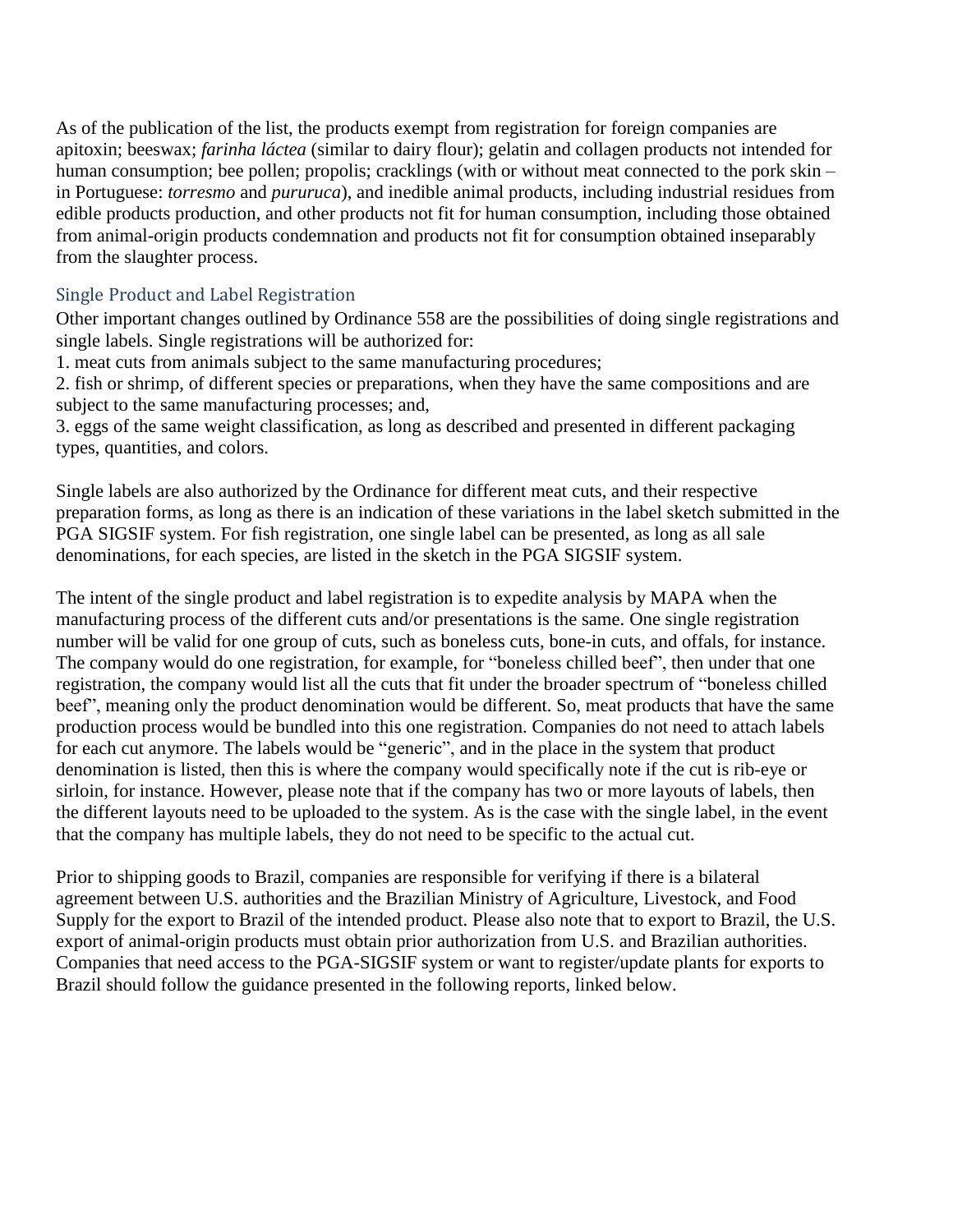As of the publication of the list, the products exempt from registration for foreign companies are apitoxin; beeswax; *farinha láctea* (similar to dairy flour); gelatin and collagen products not intended for human consumption; bee pollen; propolis; cracklings (with or without meat connected to the pork skin – in Portuguese: *torresmo* and *pururuca*), and inedible animal products, including industrial residues from edible products production, and other products not fit for human consumption, including those obtained from animal-origin products condemnation and products not fit for consumption obtained inseparably from the slaughter process.

## Single Product and Label Registration

Other important changes outlined by Ordinance 558 are the possibilities of doing single registrations and single labels. Single registrations will be authorized for:

1. meat cuts from animals subject to the same manufacturing procedures;
2. fish or shrimp, of different species or preparations, when they have the same compositions and are subject to the same manufacturing processes; and,
3. eggs of the same weight classification, as long as described and presented in different packaging types, quantities, and colors.

Single labels are also authorized by the Ordinance for different meat cuts, and their respective preparation forms, as long as there is an indication of these variations in the label sketch submitted in the PGA SIGSIF system. For fish registration, one single label can be presented, as long as all sale denominations, for each species, are listed in the sketch in the PGA SIGSIF system.

The intent of the single product and label registration is to expedite analysis by MAPA when the manufacturing process of the different cuts and/or presentations is the same. One single registration number will be valid for one group of cuts, such as boneless cuts, bone-in cuts, and offals, for instance. The company would do one registration, for example, for "boneless chilled beef", then under that one registration, the company would list all the cuts that fit under the broader spectrum of "boneless chilled beef", meaning only the product denomination would be different. So, meat products that have the same production process would be bundled into this one registration. Companies do not need to attach labels for each cut anymore. The labels would be "generic", and in the place in the system that product denomination is listed, then this is where the company would specifically note if the cut is rib-eye or sirloin, for instance. However, please note that if the company has two or more layouts of labels, then the different layouts need to be uploaded to the system. As is the case with the single label, in the event that the company has multiple labels, they do not need to be specific to the actual cut.

Prior to shipping goods to Brazil, companies are responsible for verifying if there is a bilateral agreement between U.S. authorities and the Brazilian Ministry of Agriculture, Livestock, and Food Supply for the export to Brazil of the intended product. Please also note that to export to Brazil, the U.S. export of animal-origin products must obtain prior authorization from U.S. and Brazilian authorities. Companies that need access to the PGA-SIGSIF system or want to register/update plants for exports to Brazil should follow the guidance presented in the following reports, linked below.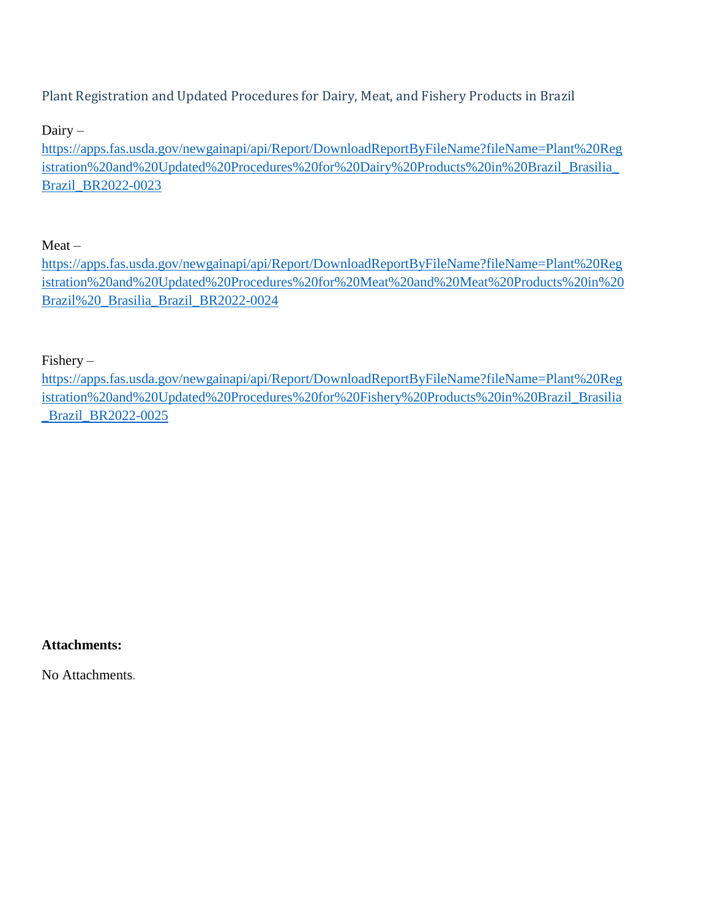Plant Registration and Updated Procedures for Dairy, Meat, and Fishery Products in Brazil

Dairy –
https://apps.fas.usda.gov/newgainapi/api/Report/DownloadReportByFileName?fileName=Plant%20Registration%20and%20Updated%20Procedures%20for%20Dairy%20Products%20in%20Brazil_Brasilia_Brazil_BR2022-0023

Meat –
https://apps.fas.usda.gov/newgainapi/api/Report/DownloadReportByFileName?fileName=Plant%20Registration%20and%20Updated%20Procedures%20for%20Meat%20and%20Meat%20Products%20in%20Brazil%20_Brasilia_Brazil_BR2022-0024

Fishery –
https://apps.fas.usda.gov/newgainapi/api/Report/DownloadReportByFileName?fileName=Plant%20Registration%20and%20Updated%20Procedures%20for%20Fishery%20Products%20in%20Brazil_Brasilia_Brazil_BR2022-0025

**Attachments:**

No Attachments.